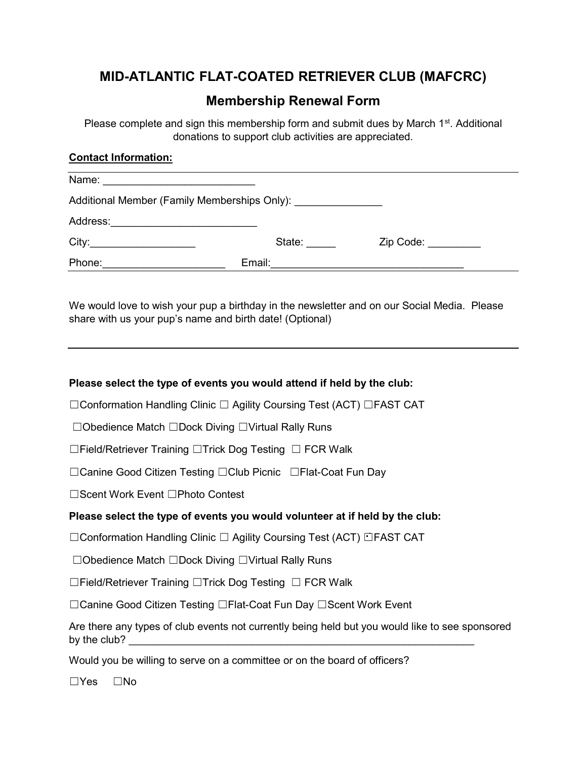# MID-ATLANTIC FLAT-COATED RETRIEVER CLUB (MAFCRC)

## Membership Renewal Form

Please complete and sign this membership form and submit dues by March 1st. Additional donations to support club activities are appreciated.

**Contact Information:**

Name: __________________________

Additional Member (Family Memberships Only): _______________

Address:_________________________

City:__________________ State: _____ Zip Code: _________

Phone:_____________________ Email:_________________________________

We would love to wish your pup a birthday in the newsletter and on our Social Media. Please share with us your pup's name and birth date! (Optional)

**Please select the type of events you would attend if held by the club:**

☐Conformation Handling Clinic ☐ Agility Coursing Test (ACT) ☐FAST CAT

☐Obedience Match ☐Dock Diving ☐Virtual Rally Runs

☐Field/Retriever Training ☐Trick Dog Testing ☐ FCR Walk

☐Canine Good Citizen Testing ☐Club Picnic ☐Flat-Coat Fun Day

☐Scent Work Event ☐Photo Contest

**Please select the type of events you would volunteer at if held by the club:**

☐Conformation Handling Clinic ☐ Agility Coursing Test (ACT) ☐FAST CAT

☐Obedience Match ☐Dock Diving ☐Virtual Rally Runs

☐Field/Retriever Training ☐Trick Dog Testing ☐ FCR Walk

☐Canine Good Citizen Testing ☐Flat-Coat Fun Day ☐Scent Work Event

Are there any types of club events not currently being held but you would like to see sponsored by the club? ______________________________________________________________

Would you be willing to serve on a committee or on the board of officers?

☐Yes ☐No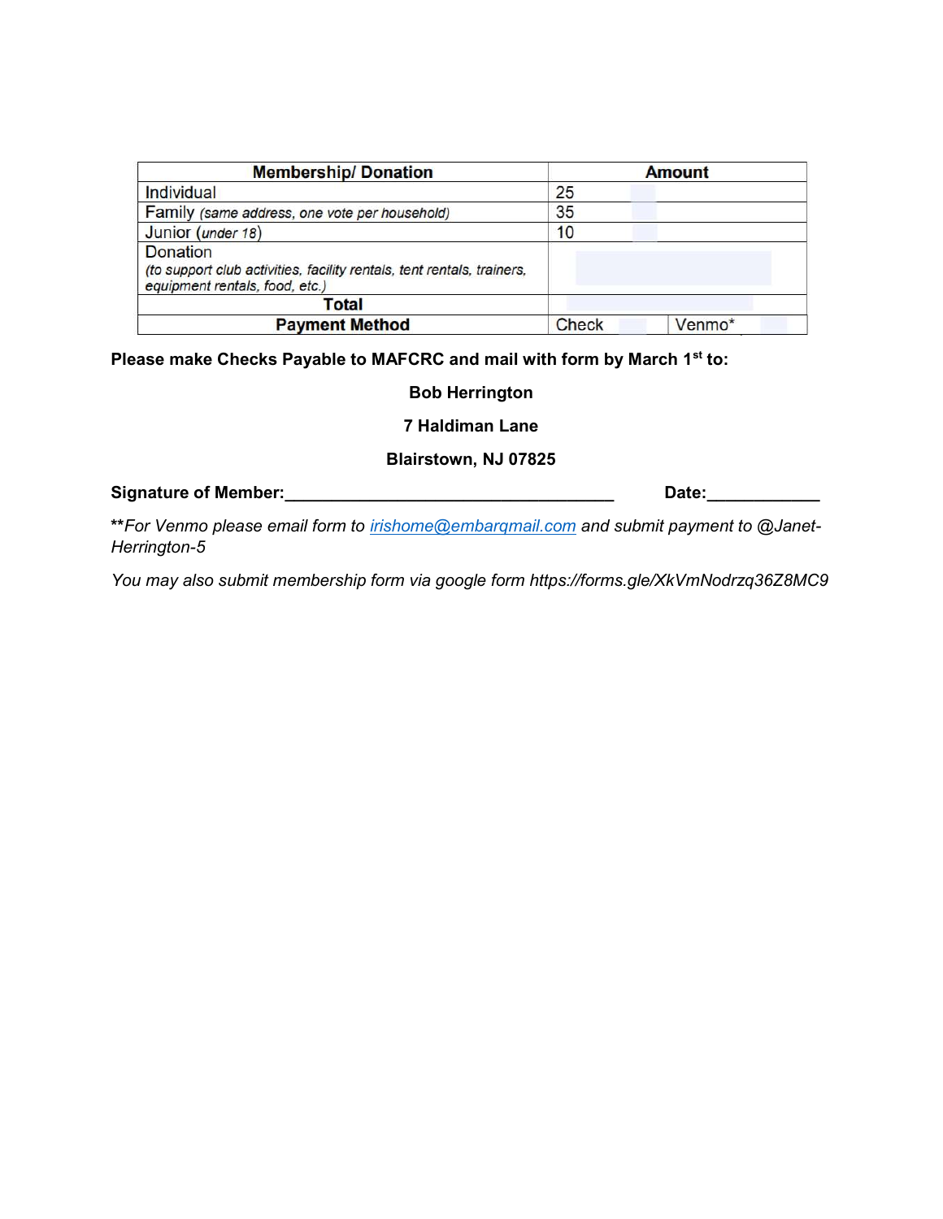| Membership/ Donation | Amount | |
|---|---|---|
| Individual | 25 | |
| Family *(same address, one vote per household)* | 35 | |
| Junior (*under 18*) | 10 | |
| Donation<br>*(to support club activities, facility rentals, tent rentals, trainers, equipment rentals, food, etc.)* | | |
| **Total** | | |
| **Payment Method** | Check | Venmo* |

**Please make Checks Payable to MAFCRC and mail with form by March 1st to:**

**Bob Herrington**

**7 Haldiman Lane**

**Blairstown, NJ 07825**

**Signature of Member:**___________________________________ **Date:**____________

***For Venmo please email form to [irishome@embarqmail.com](mailto:irishome@embarqmail.com) and submit payment to @Janet-Herrington-5*

*You may also submit membership form via google form https://forms.gle/XkVmNodrzq36Z8MC9*